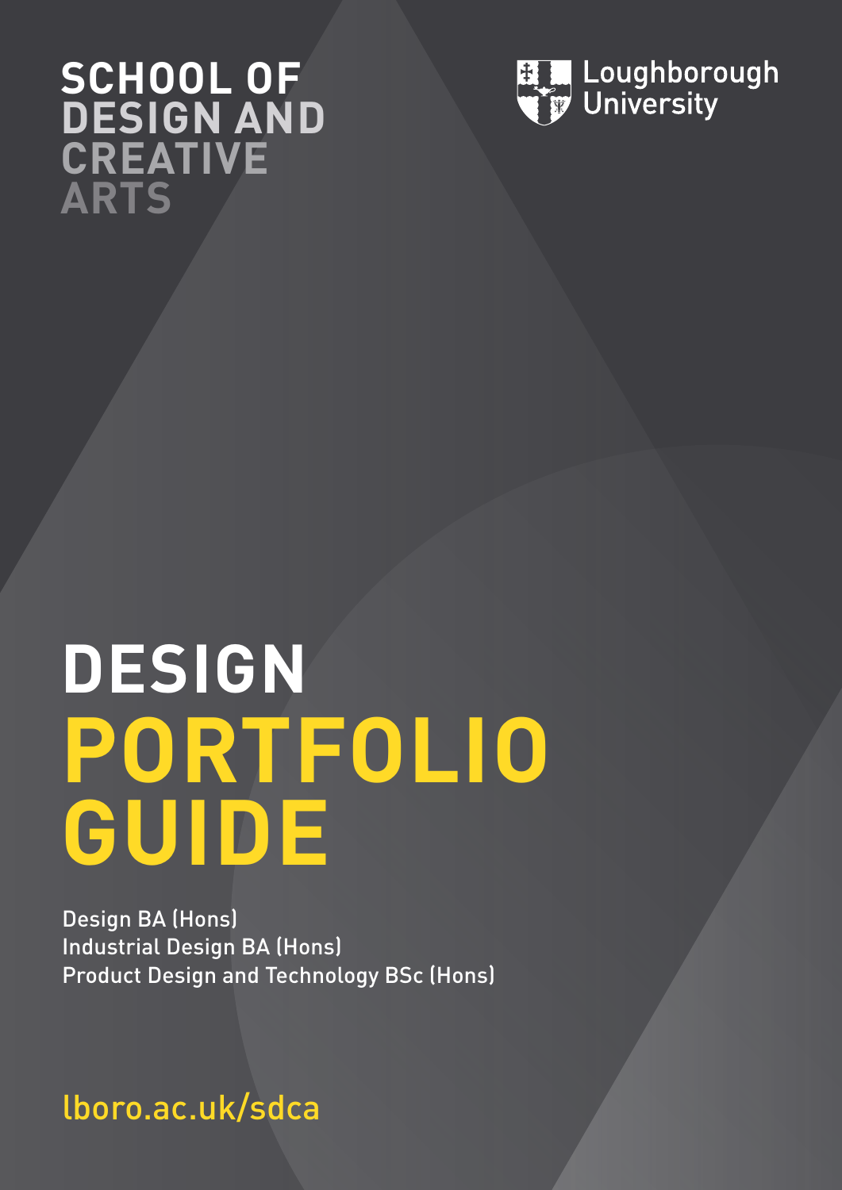**SCHOOL OF DESIGN AND CREATIVE ARTS**

Loughborough University

# DESIGN PORTFOLIO GUIDE

Design BA (Hons)
Industrial Design BA (Hons)
Product Design and Technology BSc (Hons)

lboro.ac.uk/sdca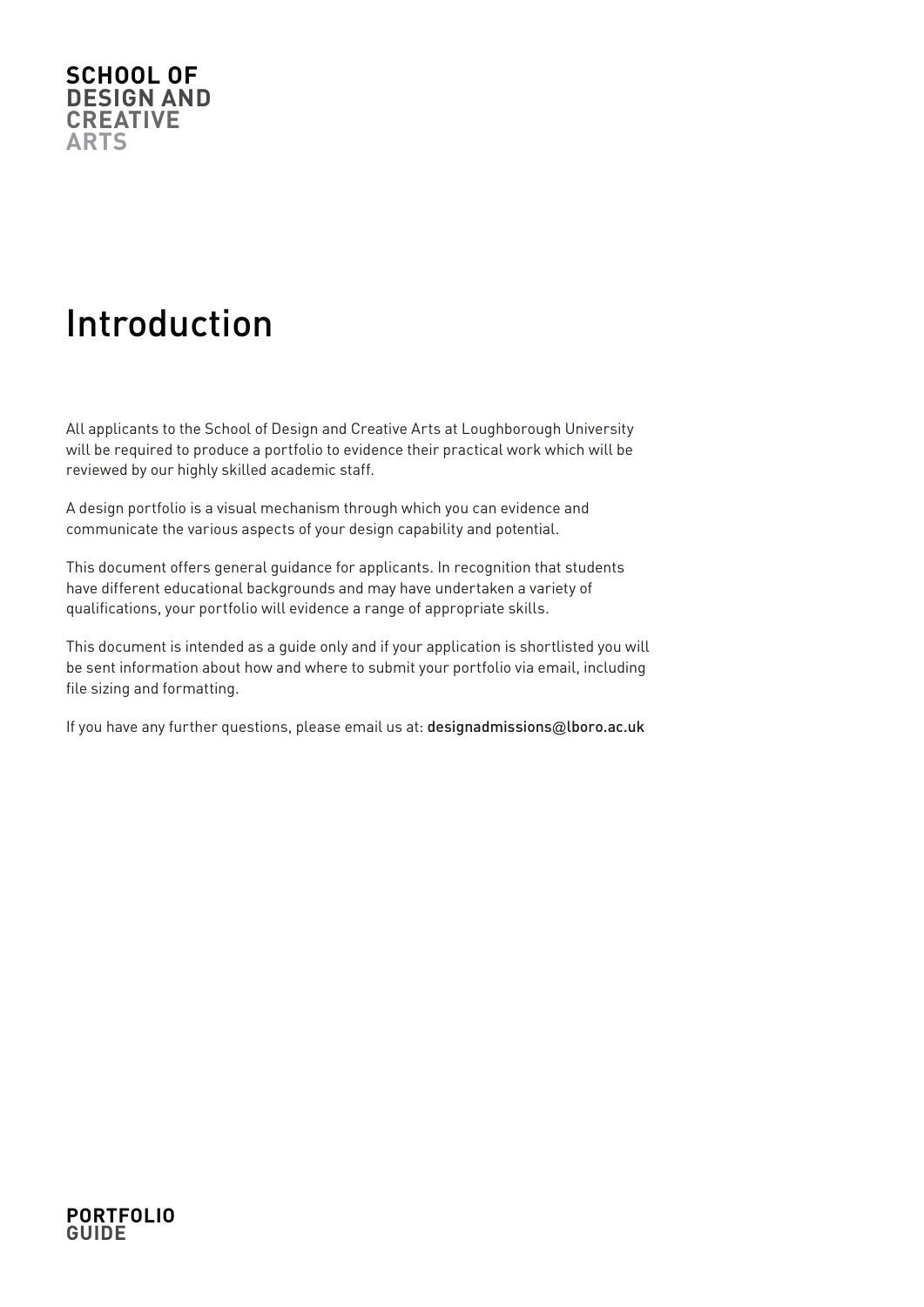# Introduction

All applicants to the School of Design and Creative Arts at Loughborough University will be required to produce a portfolio to evidence their practical work which will be reviewed by our highly skilled academic staff.

A design portfolio is a visual mechanism through which you can evidence and communicate the various aspects of your design capability and potential.

This document offers general guidance for applicants. In recognition that students have different educational backgrounds and may have undertaken a variety of qualifications, your portfolio will evidence a range of appropriate skills.

This document is intended as a guide only and if your application is shortlisted you will be sent information about how and where to submit your portfolio via email, including file sizing and formatting.

If you have any further questions, please email us at: designadmissions@lboro.ac.uk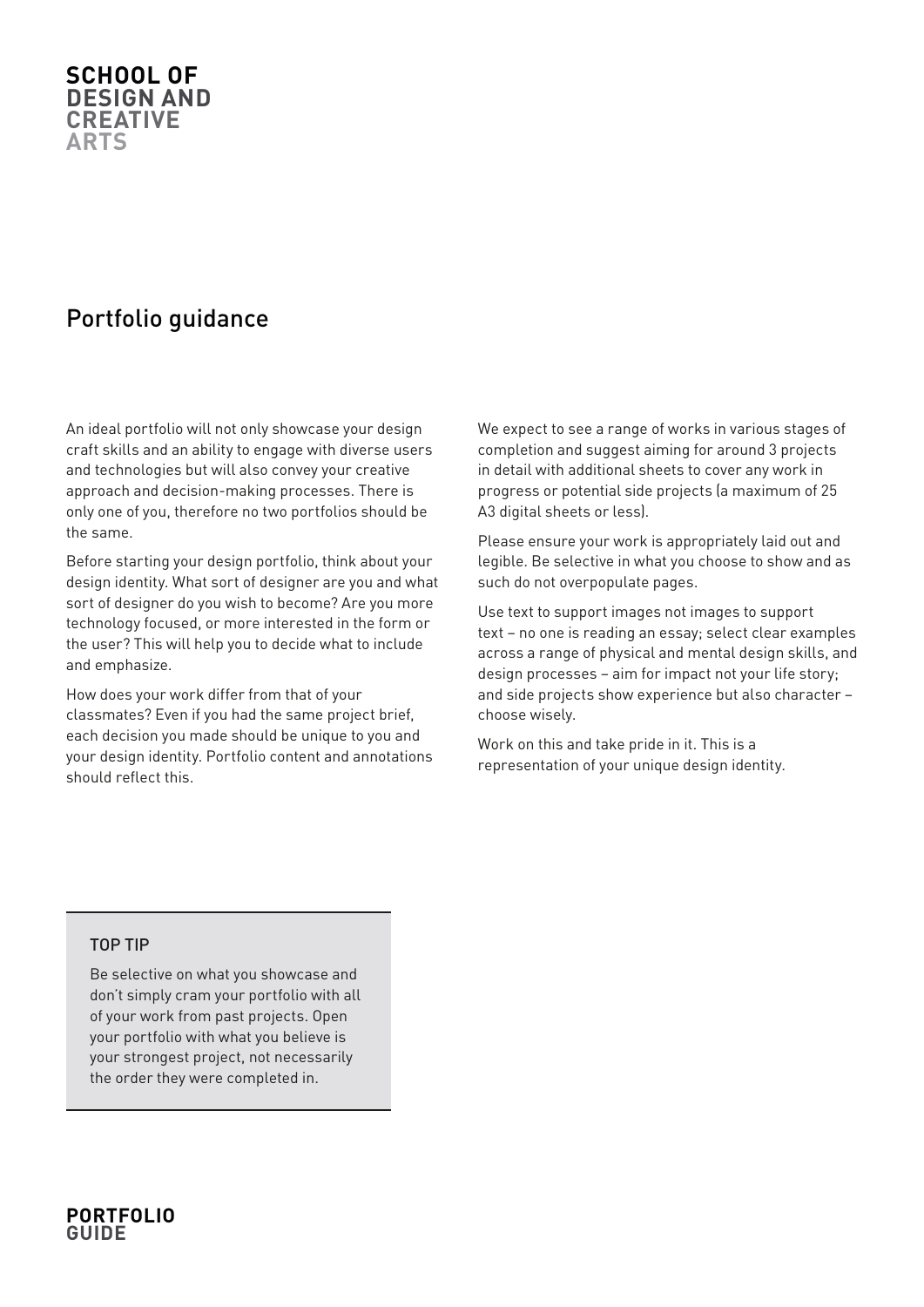# Portfolio guidance

An ideal portfolio will not only showcase your design craft skills and an ability to engage with diverse users and technologies but will also convey your creative approach and decision-making processes. There is only one of you, therefore no two portfolios should be the same.

Before starting your design portfolio, think about your design identity. What sort of designer are you and what sort of designer do you wish to become? Are you more technology focused, or more interested in the form or the user? This will help you to decide what to include and emphasize.

How does your work differ from that of your classmates? Even if you had the same project brief, each decision you made should be unique to you and your design identity. Portfolio content and annotations should reflect this.

We expect to see a range of works in various stages of completion and suggest aiming for around 3 projects in detail with additional sheets to cover any work in progress or potential side projects (a maximum of 25 A3 digital sheets or less).

Please ensure your work is appropriately laid out and legible. Be selective in what you choose to show and as such do not overpopulate pages.

Use text to support images not images to support text – no one is reading an essay; select clear examples across a range of physical and mental design skills, and design processes – aim for impact not your life story; and side projects show experience but also character – choose wisely.

Work on this and take pride in it. This is a representation of your unique design identity.

> **TOP TIP**
>
> Be selective on what you showcase and don't simply cram your portfolio with all of your work from past projects. Open your portfolio with what you believe is your strongest project, not necessarily the order they were completed in.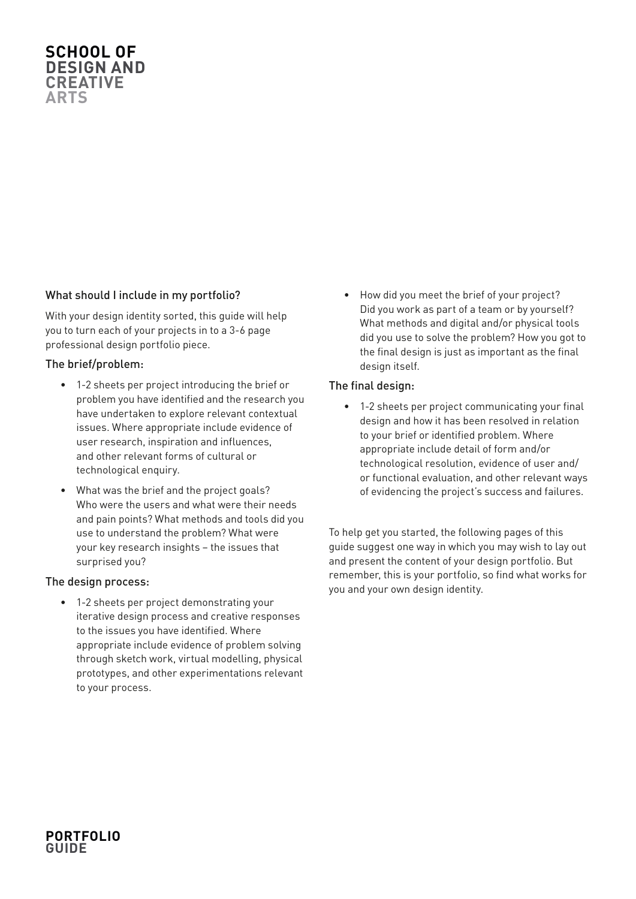## What should I include in my portfolio?

With your design identity sorted, this guide will help you to turn each of your projects in to a 3-6 page professional design portfolio piece.

### The brief/problem:

- 1-2 sheets per project introducing the brief or problem you have identified and the research you have undertaken to explore relevant contextual issues. Where appropriate include evidence of user research, inspiration and influences, and other relevant forms of cultural or technological enquiry.
- What was the brief and the project goals? Who were the users and what were their needs and pain points? What methods and tools did you use to understand the problem? What were your key research insights – the issues that surprised you?

### The design process:

- 1-2 sheets per project demonstrating your iterative design process and creative responses to the issues you have identified. Where appropriate include evidence of problem solving through sketch work, virtual modelling, physical prototypes, and other experimentations relevant to your process.
- How did you meet the brief of your project? Did you work as part of a team or by yourself? What methods and digital and/or physical tools did you use to solve the problem? How you got to the final design is just as important as the final design itself.

### The final design:

- 1-2 sheets per project communicating your final design and how it has been resolved in relation to your brief or identified problem. Where appropriate include detail of form and/or technological resolution, evidence of user and/ or functional evaluation, and other relevant ways of evidencing the project's success and failures.

To help get you started, the following pages of this guide suggest one way in which you may wish to lay out and present the content of your design portfolio. But remember, this is your portfolio, so find what works for you and your own design identity.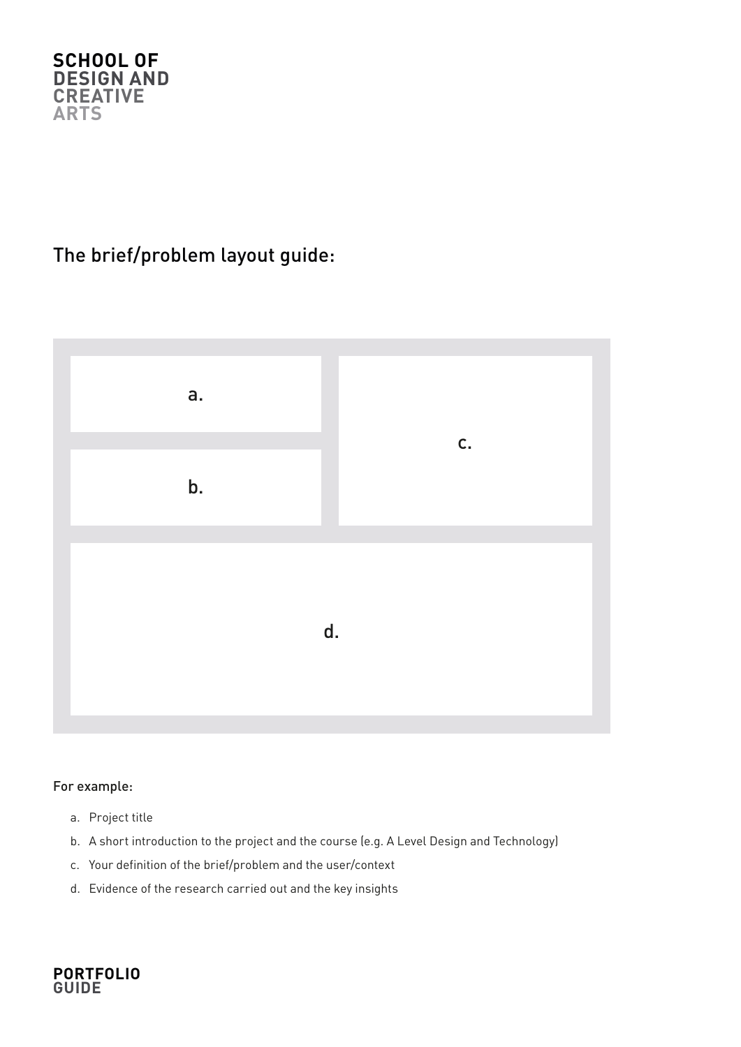## The brief/problem layout guide:

a.

b.

c.

d.

For example:

a. Project title
b. A short introduction to the project and the course (e.g. A Level Design and Technology)
c. Your definition of the brief/problem and the user/context
d. Evidence of the research carried out and the key insights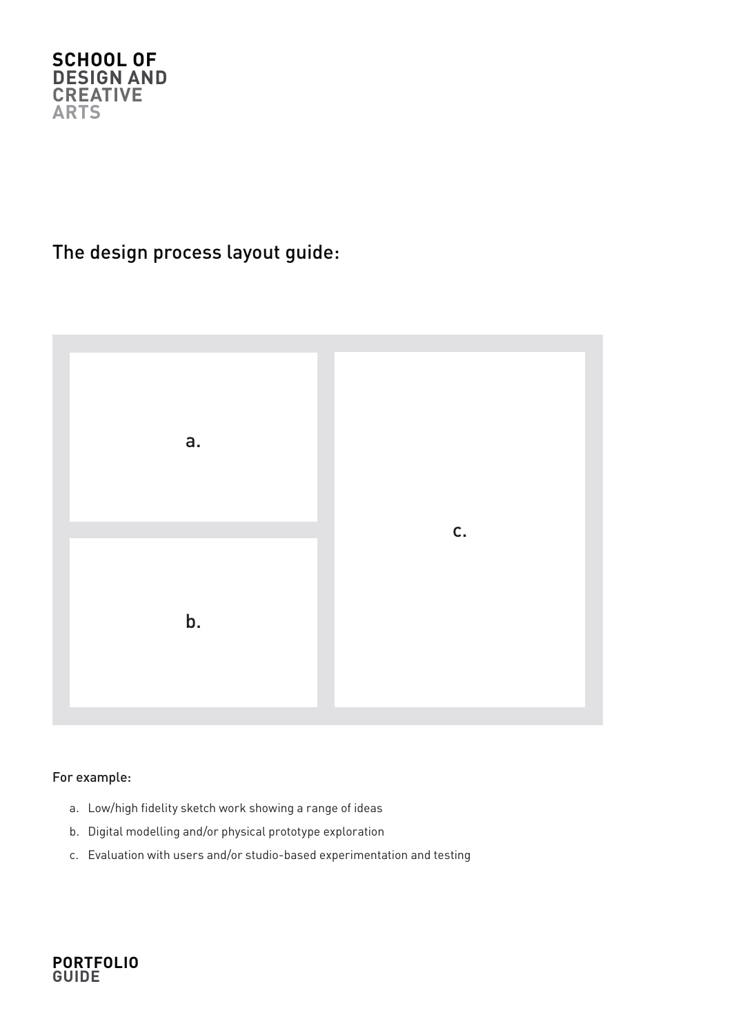# The design process layout guide:

a.

b.

c.

For example:

a. Low/high fidelity sketch work showing a range of ideas
b. Digital modelling and/or physical prototype exploration
c. Evaluation with users and/or studio-based experimentation and testing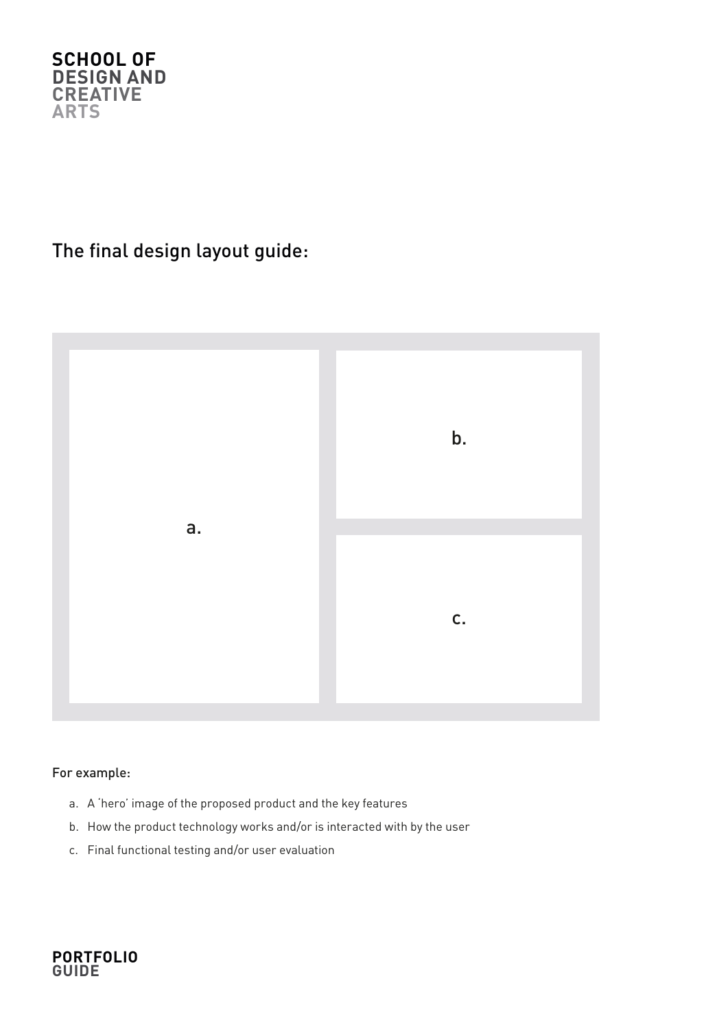## The final design layout guide:

a.

b.

c.

For example:

a. A 'hero' image of the proposed product and the key features
b. How the product technology works and/or is interacted with by the user
c. Final functional testing and/or user evaluation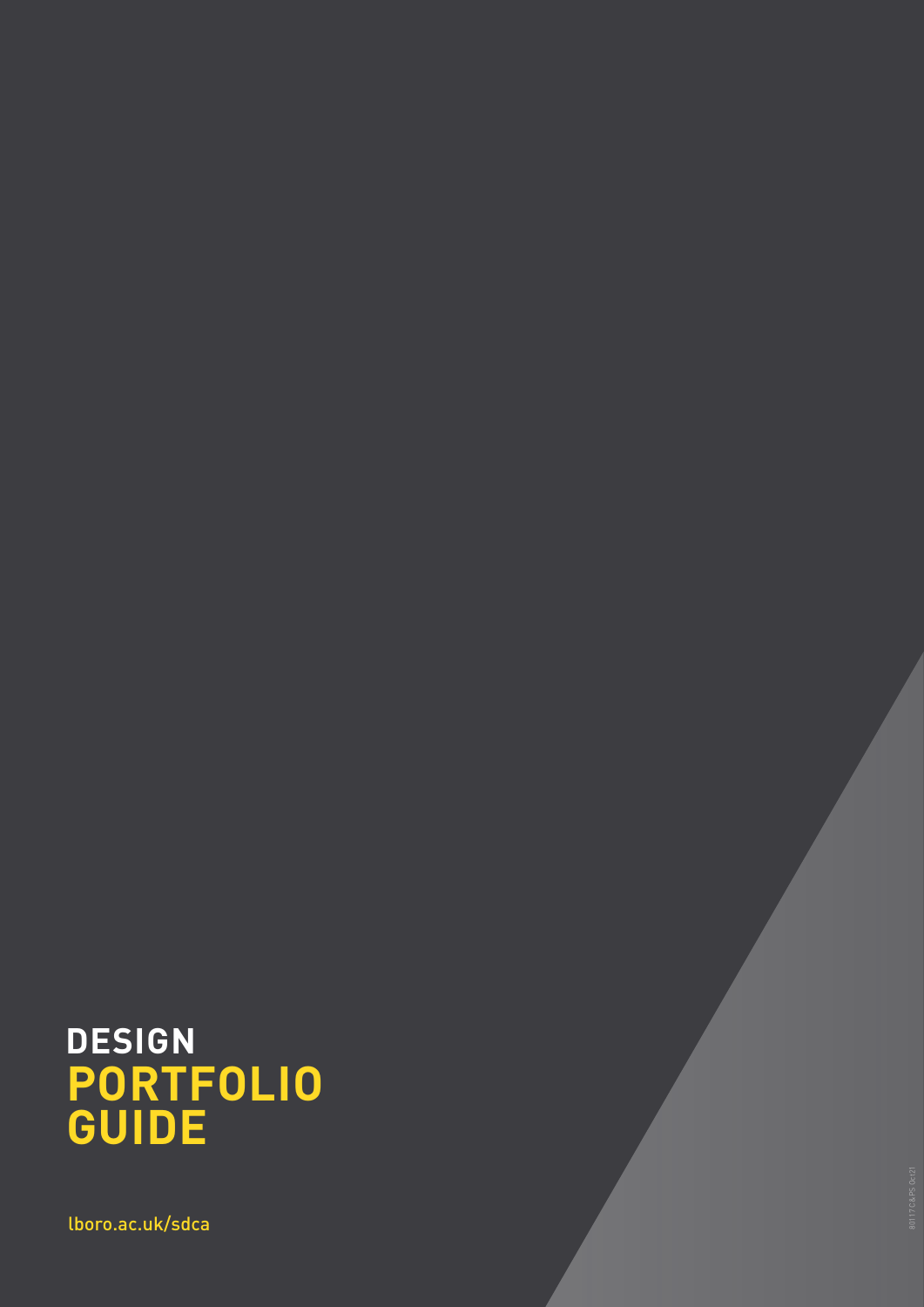# DESIGN PORTFOLIO GUIDE

lboro.ac.uk/sdca

80117 C&PS Oct21